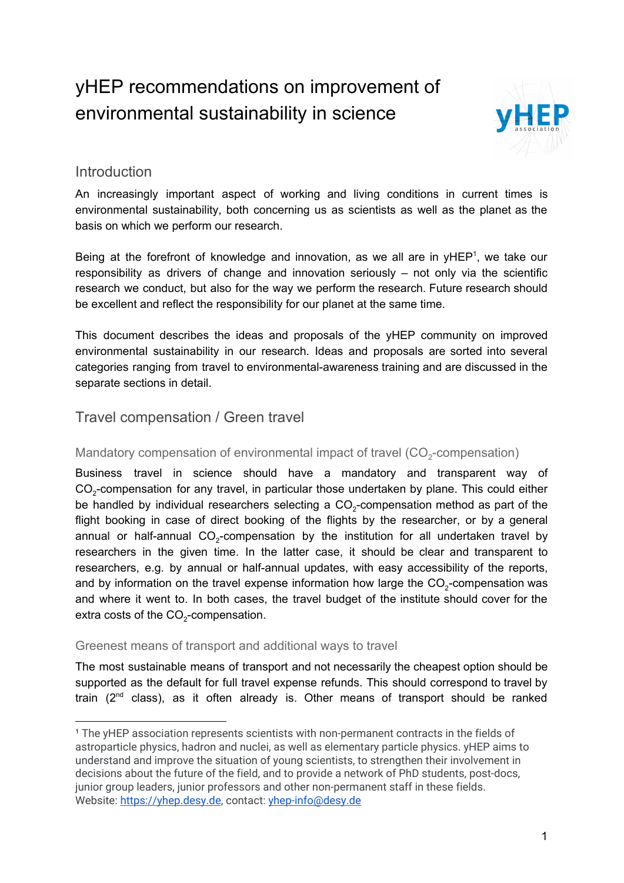# yHEP recommendations on improvement of environmental sustainability in science

## Introduction

An increasingly important aspect of working and living conditions in current times is environmental sustainability, both concerning us as scientists as well as the planet as the basis on which we perform our research.

Being at the forefront of knowledge and innovation, as we all are in yHEP[1], we take our responsibility as drivers of change and innovation seriously – not only via the scientific research we conduct, but also for the way we perform the research. Future research should be excellent and reflect the responsibility for our planet at the same time.

This document describes the ideas and proposals of the yHEP community on improved environmental sustainability in our research. Ideas and proposals are sorted into several categories ranging from travel to environmental-awareness training and are discussed in the separate sections in detail.

## Travel compensation / Green travel

### Mandatory compensation of environmental impact of travel ($CO_2$-compensation)

Business travel in science should have a mandatory and transparent way of $CO_2$-compensation for any travel, in particular those undertaken by plane. This could either be handled by individual researchers selecting a $CO_2$-compensation method as part of the flight booking in case of direct booking of the flights by the researcher, or by a general annual or half-annual $CO_2$-compensation by the institution for all undertaken travel by researchers in the given time. In the latter case, it should be clear and transparent to researchers, e.g. by annual or half-annual updates, with easy accessibility of the reports, and by information on the travel expense information how large the $CO_2$-compensation was and where it went to. In both cases, the travel budget of the institute should cover for the extra costs of the $CO_2$-compensation.

### Greenest means of transport and additional ways to travel

The most sustainable means of transport and not necessarily the cheapest option should be supported as the default for full travel expense refunds. This should correspond to travel by train (2[nd] class), as it often already is. Other means of transport should be ranked

[1] The yHEP association represents scientists with non-permanent contracts in the fields of astroparticle physics, hadron and nuclei, as well as elementary particle physics. yHEP aims to understand and improve the situation of young scientists, to strengthen their involvement in decisions about the future of the field, and to provide a network of PhD students, post-docs, junior group leaders, junior professors and other non-permanent staff in these fields. Website: https://yhep.desy.de, contact: yhep-info@desy.de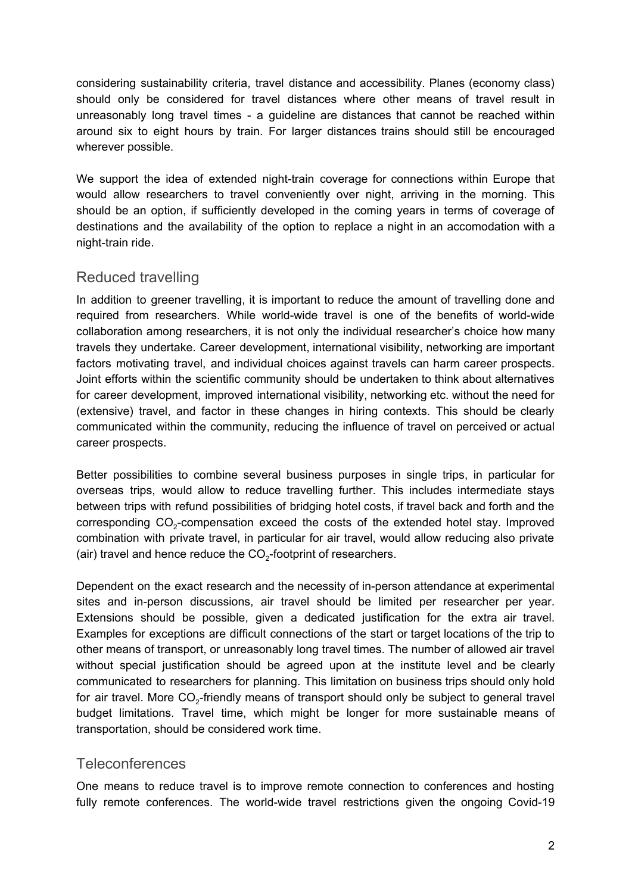considering sustainability criteria, travel distance and accessibility. Planes (economy class) should only be considered for travel distances where other means of travel result in unreasonably long travel times - a guideline are distances that cannot be reached within around six to eight hours by train. For larger distances trains should still be encouraged wherever possible.

We support the idea of extended night-train coverage for connections within Europe that would allow researchers to travel conveniently over night, arriving in the morning. This should be an option, if sufficiently developed in the coming years in terms of coverage of destinations and the availability of the option to replace a night in an accomodation with a night-train ride.

## Reduced travelling

In addition to greener travelling, it is important to reduce the amount of travelling done and required from researchers. While world-wide travel is one of the benefits of world-wide collaboration among researchers, it is not only the individual researcher's choice how many travels they undertake. Career development, international visibility, networking are important factors motivating travel, and individual choices against travels can harm career prospects. Joint efforts within the scientific community should be undertaken to think about alternatives for career development, improved international visibility, networking etc. without the need for (extensive) travel, and factor in these changes in hiring contexts. This should be clearly communicated within the community, reducing the influence of travel on perceived or actual career prospects.

Better possibilities to combine several business purposes in single trips, in particular for overseas trips, would allow to reduce travelling further. This includes intermediate stays between trips with refund possibilities of bridging hotel costs, if travel back and forth and the corresponding $CO_2$-compensation exceed the costs of the extended hotel stay. Improved combination with private travel, in particular for air travel, would allow reducing also private (air) travel and hence reduce the $CO_2$-footprint of researchers.

Dependent on the exact research and the necessity of in-person attendance at experimental sites and in-person discussions, air travel should be limited per researcher per year. Extensions should be possible, given a dedicated justification for the extra air travel. Examples for exceptions are difficult connections of the start or target locations of the trip to other means of transport, or unreasonably long travel times. The number of allowed air travel without special justification should be agreed upon at the institute level and be clearly communicated to researchers for planning. This limitation on business trips should only hold for air travel. More $CO_2$-friendly means of transport should only be subject to general travel budget limitations. Travel time, which might be longer for more sustainable means of transportation, should be considered work time.

## Teleconferences

One means to reduce travel is to improve remote connection to conferences and hosting fully remote conferences. The world-wide travel restrictions given the ongoing Covid-19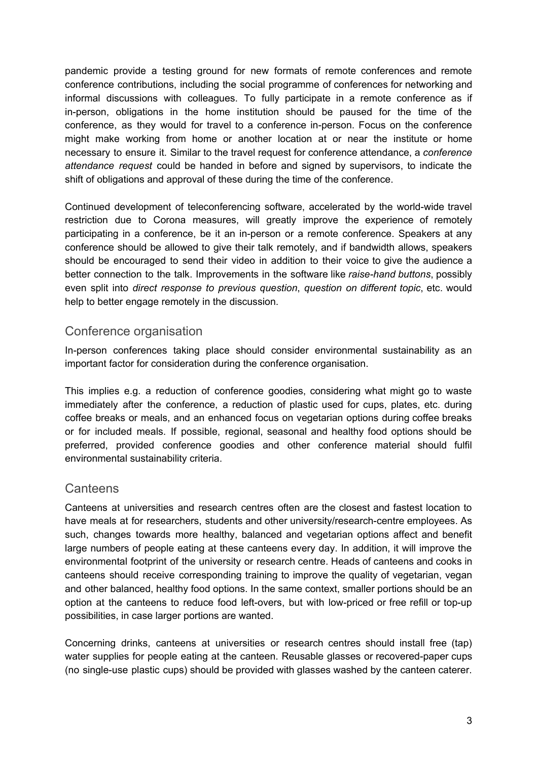pandemic provide a testing ground for new formats of remote conferences and remote conference contributions, including the social programme of conferences for networking and informal discussions with colleagues. To fully participate in a remote conference as if in-person, obligations in the home institution should be paused for the time of the conference, as they would for travel to a conference in-person. Focus on the conference might make working from home or another location at or near the institute or home necessary to ensure it. Similar to the travel request for conference attendance, a *conference attendance request* could be handed in before and signed by supervisors, to indicate the shift of obligations and approval of these during the time of the conference.

Continued development of teleconferencing software, accelerated by the world-wide travel restriction due to Corona measures, will greatly improve the experience of remotely participating in a conference, be it an in-person or a remote conference. Speakers at any conference should be allowed to give their talk remotely, and if bandwidth allows, speakers should be encouraged to send their video in addition to their voice to give the audience a better connection to the talk. Improvements in the software like *raise-hand buttons*, possibly even split into *direct response to previous question*, *question on different topic*, etc. would help to better engage remotely in the discussion.

## Conference organisation

In-person conferences taking place should consider environmental sustainability as an important factor for consideration during the conference organisation.

This implies e.g. a reduction of conference goodies, considering what might go to waste immediately after the conference, a reduction of plastic used for cups, plates, etc. during coffee breaks or meals, and an enhanced focus on vegetarian options during coffee breaks or for included meals. If possible, regional, seasonal and healthy food options should be preferred, provided conference goodies and other conference material should fulfil environmental sustainability criteria.

## Canteens

Canteens at universities and research centres often are the closest and fastest location to have meals at for researchers, students and other university/research-centre employees. As such, changes towards more healthy, balanced and vegetarian options affect and benefit large numbers of people eating at these canteens every day. In addition, it will improve the environmental footprint of the university or research centre. Heads of canteens and cooks in canteens should receive corresponding training to improve the quality of vegetarian, vegan and other balanced, healthy food options. In the same context, smaller portions should be an option at the canteens to reduce food left-overs, but with low-priced or free refill or top-up possibilities, in case larger portions are wanted.

Concerning drinks, canteens at universities or research centres should install free (tap) water supplies for people eating at the canteen. Reusable glasses or recovered-paper cups (no single-use plastic cups) should be provided with glasses washed by the canteen caterer.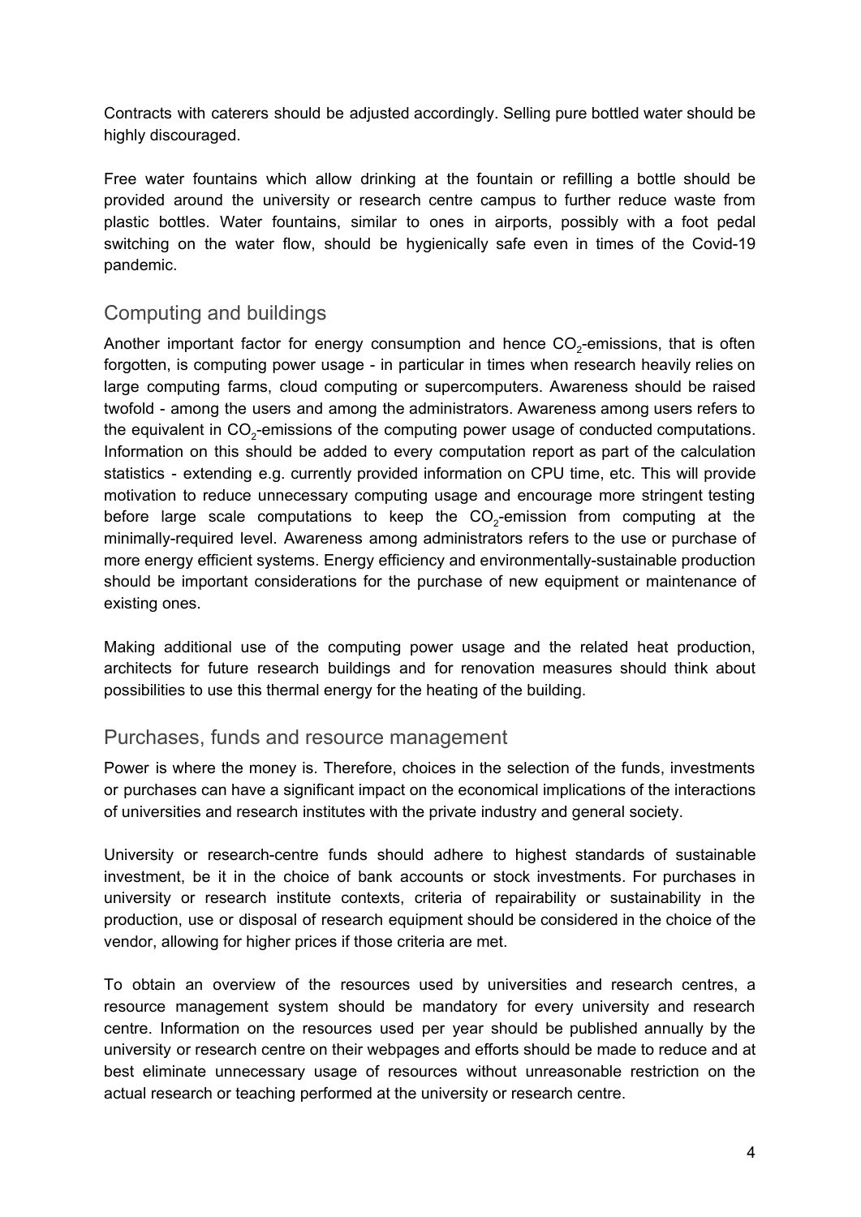Contracts with caterers should be adjusted accordingly. Selling pure bottled water should be highly discouraged.

Free water fountains which allow drinking at the fountain or refilling a bottle should be provided around the university or research centre campus to further reduce waste from plastic bottles. Water fountains, similar to ones in airports, possibly with a foot pedal switching on the water flow, should be hygienically safe even in times of the Covid-19 pandemic.

## Computing and buildings

Another important factor for energy consumption and hence $CO_2$-emissions, that is often forgotten, is computing power usage - in particular in times when research heavily relies on large computing farms, cloud computing or supercomputers. Awareness should be raised twofold - among the users and among the administrators. Awareness among users refers to the equivalent in $CO_2$-emissions of the computing power usage of conducted computations. Information on this should be added to every computation report as part of the calculation statistics - extending e.g. currently provided information on CPU time, etc. This will provide motivation to reduce unnecessary computing usage and encourage more stringent testing before large scale computations to keep the $CO_2$-emission from computing at the minimally-required level. Awareness among administrators refers to the use or purchase of more energy efficient systems. Energy efficiency and environmentally-sustainable production should be important considerations for the purchase of new equipment or maintenance of existing ones.

Making additional use of the computing power usage and the related heat production, architects for future research buildings and for renovation measures should think about possibilities to use this thermal energy for the heating of the building.

## Purchases, funds and resource management

Power is where the money is. Therefore, choices in the selection of the funds, investments or purchases can have a significant impact on the economical implications of the interactions of universities and research institutes with the private industry and general society.

University or research-centre funds should adhere to highest standards of sustainable investment, be it in the choice of bank accounts or stock investments. For purchases in university or research institute contexts, criteria of repairability or sustainability in the production, use or disposal of research equipment should be considered in the choice of the vendor, allowing for higher prices if those criteria are met.

To obtain an overview of the resources used by universities and research centres, a resource management system should be mandatory for every university and research centre. Information on the resources used per year should be published annually by the university or research centre on their webpages and efforts should be made to reduce and at best eliminate unnecessary usage of resources without unreasonable restriction on the actual research or teaching performed at the university or research centre.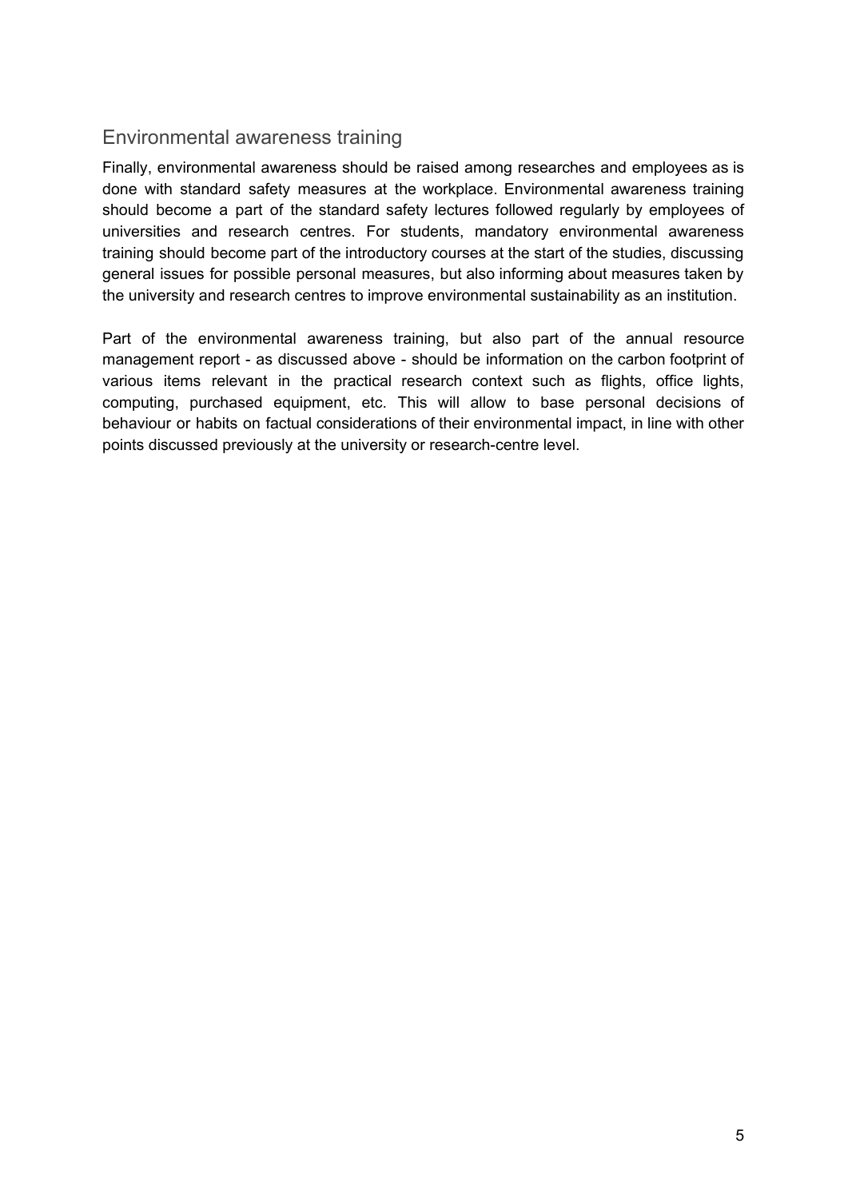## Environmental awareness training

Finally, environmental awareness should be raised among researches and employees as is done with standard safety measures at the workplace. Environmental awareness training should become a part of the standard safety lectures followed regularly by employees of universities and research centres. For students, mandatory environmental awareness training should become part of the introductory courses at the start of the studies, discussing general issues for possible personal measures, but also informing about measures taken by the university and research centres to improve environmental sustainability as an institution.

Part of the environmental awareness training, but also part of the annual resource management report - as discussed above - should be information on the carbon footprint of various items relevant in the practical research context such as flights, office lights, computing, purchased equipment, etc. This will allow to base personal decisions of behaviour or habits on factual considerations of their environmental impact, in line with other points discussed previously at the university or research-centre level.